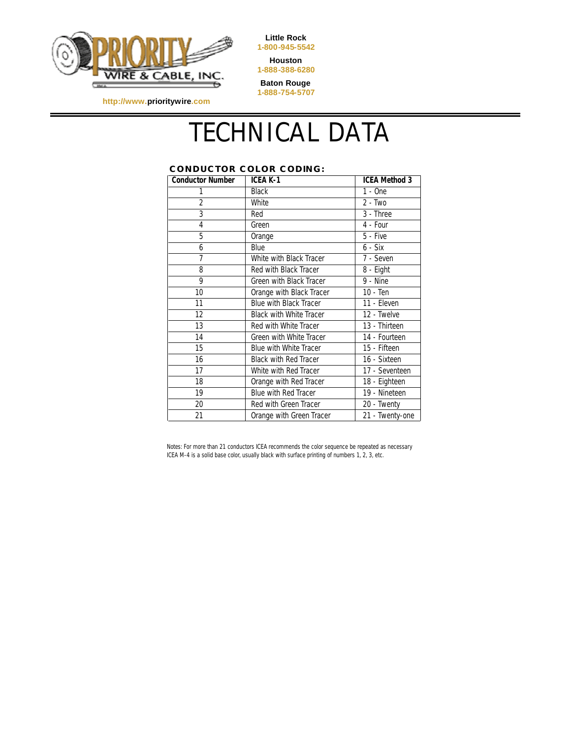PRIORITY WIRE & CABLE, INC.

http://www.prioritywire.com

**Little Rock**
1-800-945-5542

**Houston**
1-888-388-6280

**Baton Rouge**
1-888-754-5707

# TECHNICAL DATA

## CONDUCTOR COLOR CODING:

| Conductor Number | ICEA K-1 | ICEA Method 3 |
|---|---|---|
| 1 | Black | 1 - One |
| 2 | White | 2 - Two |
| 3 | Red | 3 - Three |
| 4 | Green | 4 - Four |
| 5 | Orange | 5 - Five |
| 6 | Blue | 6 - Six |
| 7 | White with Black Tracer | 7 - Seven |
| 8 | Red with Black Tracer | 8 - Eight |
| 9 | Green with Black Tracer | 9 - Nine |
| 10 | Orange with Black Tracer | 10 - Ten |
| 11 | Blue with Black Tracer | 11 - Eleven |
| 12 | Black with White Tracer | 12 - Twelve |
| 13 | Red with White Tracer | 13 - Thirteen |
| 14 | Green with White Tracer | 14 - Fourteen |
| 15 | Blue with White Tracer | 15 - Fifteen |
| 16 | Black with Red Tracer | 16 - Sixteen |
| 17 | White with Red Tracer | 17 - Seventeen |
| 18 | Orange with Red Tracer | 18 - Eighteen |
| 19 | Blue with Red Tracer | 19 - Nineteen |
| 20 | Red with Green Tracer | 20 - Twenty |
| 21 | Orange with Green Tracer | 21 - Twenty-one |

Notes: For more than 21 conductors ICEA recommends the color sequence be repeated as necessary
ICEA M-4 is a solid base color, usually black with surface printing of numbers 1, 2, 3, etc.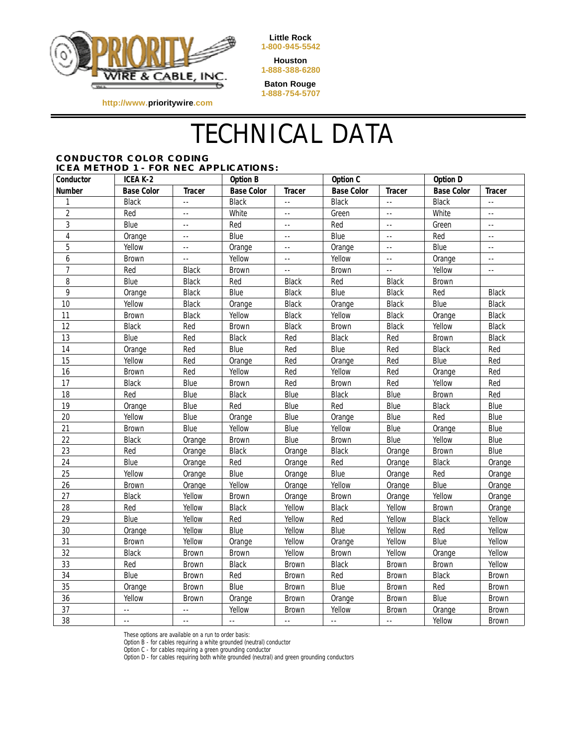Little Rock
1-800-945-5542

Houston
1-888-388-6280

Baton Rouge
1-888-754-5707

http://www.prioritywire.com

# TECHNICAL DATA

## CONDUCTOR COLOR CODING
## ICEA METHOD 1 - FOR NEC APPLICATIONS:

| Conductor | ICEA K-2 | | Option B | | Option C | | Option D | |
|---|---|---|---|---|---|---|---|---|
| Number | Base Color | Tracer | Base Color | Tracer | Base Color | Tracer | Base Color | Tracer |
| 1 | Black | -- | Black | -- | Black | -- | Black | -- |
| 2 | Red | -- | White | -- | Green | -- | White | -- |
| 3 | Blue | -- | Red | -- | Red | -- | Green | -- |
| 4 | Orange | -- | Blue | -- | Blue | -- | Red | -- |
| 5 | Yellow | -- | Orange | -- | Orange | -- | Blue | -- |
| 6 | Brown | -- | Yellow | -- | Yellow | -- | Orange | -- |
| 7 | Red | Black | Brown | -- | Brown | -- | Yellow | -- |
| 8 | Blue | Black | Red | Black | Red | Black | Brown | |
| 9 | Orange | Black | Blue | Black | Blue | Black | Red | Black |
| 10 | Yellow | Black | Orange | Black | Orange | Black | Blue | Black |
| 11 | Brown | Black | Yellow | Black | Yellow | Black | Orange | Black |
| 12 | Black | Red | Brown | Black | Brown | Black | Yellow | Black |
| 13 | Blue | Red | Black | Red | Black | Red | Brown | Black |
| 14 | Orange | Red | Blue | Red | Blue | Red | Black | Red |
| 15 | Yellow | Red | Orange | Red | Orange | Red | Blue | Red |
| 16 | Brown | Red | Yellow | Red | Yellow | Red | Orange | Red |
| 17 | Black | Blue | Brown | Red | Brown | Red | Yellow | Red |
| 18 | Red | Blue | Black | Blue | Black | Blue | Brown | Red |
| 19 | Orange | Blue | Red | Blue | Red | Blue | Black | Blue |
| 20 | Yellow | Blue | Orange | Blue | Orange | Blue | Red | Blue |
| 21 | Brown | Blue | Yellow | Blue | Yellow | Blue | Orange | Blue |
| 22 | Black | Orange | Brown | Blue | Brown | Blue | Yellow | Blue |
| 23 | Red | Orange | Black | Orange | Black | Orange | Brown | Blue |
| 24 | Blue | Orange | Red | Orange | Red | Orange | Black | Orange |
| 25 | Yellow | Orange | Blue | Orange | Blue | Orange | Red | Orange |
| 26 | Brown | Orange | Yellow | Orange | Yellow | Orange | Blue | Orange |
| 27 | Black | Yellow | Brown | Orange | Brown | Orange | Yellow | Orange |
| 28 | Red | Yellow | Black | Yellow | Black | Yellow | Brown | Orange |
| 29 | Blue | Yellow | Red | Yellow | Red | Yellow | Black | Yellow |
| 30 | Orange | Yellow | Blue | Yellow | Blue | Yellow | Red | Yellow |
| 31 | Brown | Yellow | Orange | Yellow | Orange | Yellow | Blue | Yellow |
| 32 | Black | Brown | Brown | Yellow | Brown | Yellow | Orange | Yellow |
| 33 | Red | Brown | Black | Brown | Black | Brown | Brown | Yellow |
| 34 | Blue | Brown | Red | Brown | Red | Brown | Black | Brown |
| 35 | Orange | Brown | Blue | Brown | Blue | Brown | Red | Brown |
| 36 | Yellow | Brown | Orange | Brown | Orange | Brown | Blue | Brown |
| 37 | -- | -- | Yellow | Brown | Yellow | Brown | Orange | Brown |
| 38 | -- | -- | -- | -- | -- | -- | Yellow | Brown |

These options are available on a run to order basis:
Option B - for cables requiring a white grounded (neutral) conductor
Option C - for cables requiring a green grounding conductor
Option D - for cables requiring both white grounded (neutral) and green grounding conductors